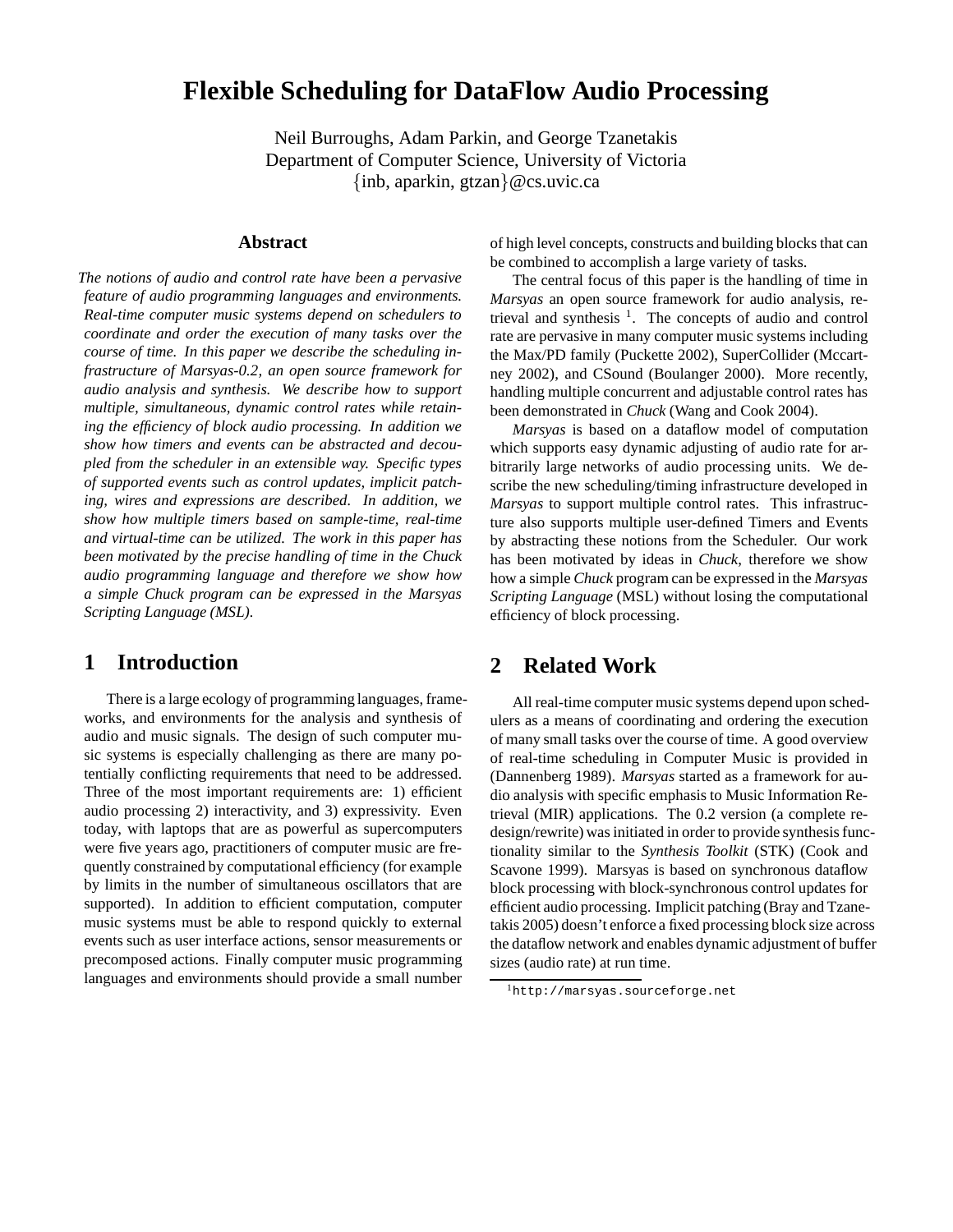# Flexible Scheduling for DataFlow Audio Processing

Neil Burroughs, Adam Parkin, and George Tzanetakis
Department of Computer Science, University of Victoria
{inb, aparkin, gtzan}@cs.uvic.ca

## Abstract

*The notions of audio and control rate have been a pervasive feature of audio programming languages and environments. Real-time computer music systems depend on schedulers to coordinate and order the execution of many tasks over the course of time. In this paper we describe the scheduling infrastructure of Marsyas-0.2, an open source framework for audio analysis and synthesis. We describe how to support multiple, simultaneous, dynamic control rates while retaining the efficiency of block audio processing. In addition we show how timers and events can be abstracted and decoupled from the scheduler in an extensible way. Specific types of supported events such as control updates, implicit patching, wires and expressions are described. In addition, we show how multiple timers based on sample-time, real-time and virtual-time can be utilized. The work in this paper has been motivated by the precise handling of time in the Chuck audio programming language and therefore we show how a simple Chuck program can be expressed in the Marsyas Scripting Language (MSL).*

## 1 Introduction

There is a large ecology of programming languages, frameworks, and environments for the analysis and synthesis of audio and music signals. The design of such computer music systems is especially challenging as there are many potentially conflicting requirements that need to be addressed. Three of the most important requirements are: 1) efficient audio processing 2) interactivity, and 3) expressivity. Even today, with laptops that are as powerful as supercomputers were five years ago, practitioners of computer music are frequently constrained by computational efficiency (for example by limits in the number of simultaneous oscillators that are supported). In addition to efficient computation, computer music systems must be able to respond quickly to external events such as user interface actions, sensor measurements or precomposed actions. Finally computer music programming languages and environments should provide a small number of high level concepts, constructs and building blocks that can be combined to accomplish a large variety of tasks.

The central focus of this paper is the handling of time in *Marsyas* an open source framework for audio analysis, retrieval and synthesis [1]. The concepts of audio and control rate are pervasive in many computer music systems including the Max/PD family (Puckette 2002), SuperCollider (Mccartney 2002), and CSound (Boulanger 2000). More recently, handling multiple concurrent and adjustable control rates has been demonstrated in *Chuck* (Wang and Cook 2004).

*Marsyas* is based on a dataflow model of computation which supports easy dynamic adjusting of audio rate for arbitrarily large networks of audio processing units. We describe the new scheduling/timing infrastructure developed in *Marsyas* to support multiple control rates. This infrastructure also supports multiple user-defined Timers and Events by abstracting these notions from the Scheduler. Our work has been motivated by ideas in *Chuck*, therefore we show how a simple *Chuck* program can be expressed in the *Marsyas Scripting Language* (MSL) without losing the computational efficiency of block processing.

## 2 Related Work

All real-time computer music systems depend upon schedulers as a means of coordinating and ordering the execution of many small tasks over the course of time. A good overview of real-time scheduling in Computer Music is provided in (Dannenberg 1989). *Marsyas* started as a framework for audio analysis with specific emphasis to Music Information Retrieval (MIR) applications. The 0.2 version (a complete redesign/rewrite) was initiated in order to provide synthesis functionality similar to the *Synthesis Toolkit* (STK) (Cook and Scavone 1999). Marsyas is based on synchronous dataflow block processing with block-synchronous control updates for efficient audio processing. Implicit patching (Bray and Tzanetakis 2005) doesn't enforce a fixed processing block size across the dataflow network and enables dynamic adjustment of buffer sizes (audio rate) at run time.

[1] http://marsyas.sourceforge.net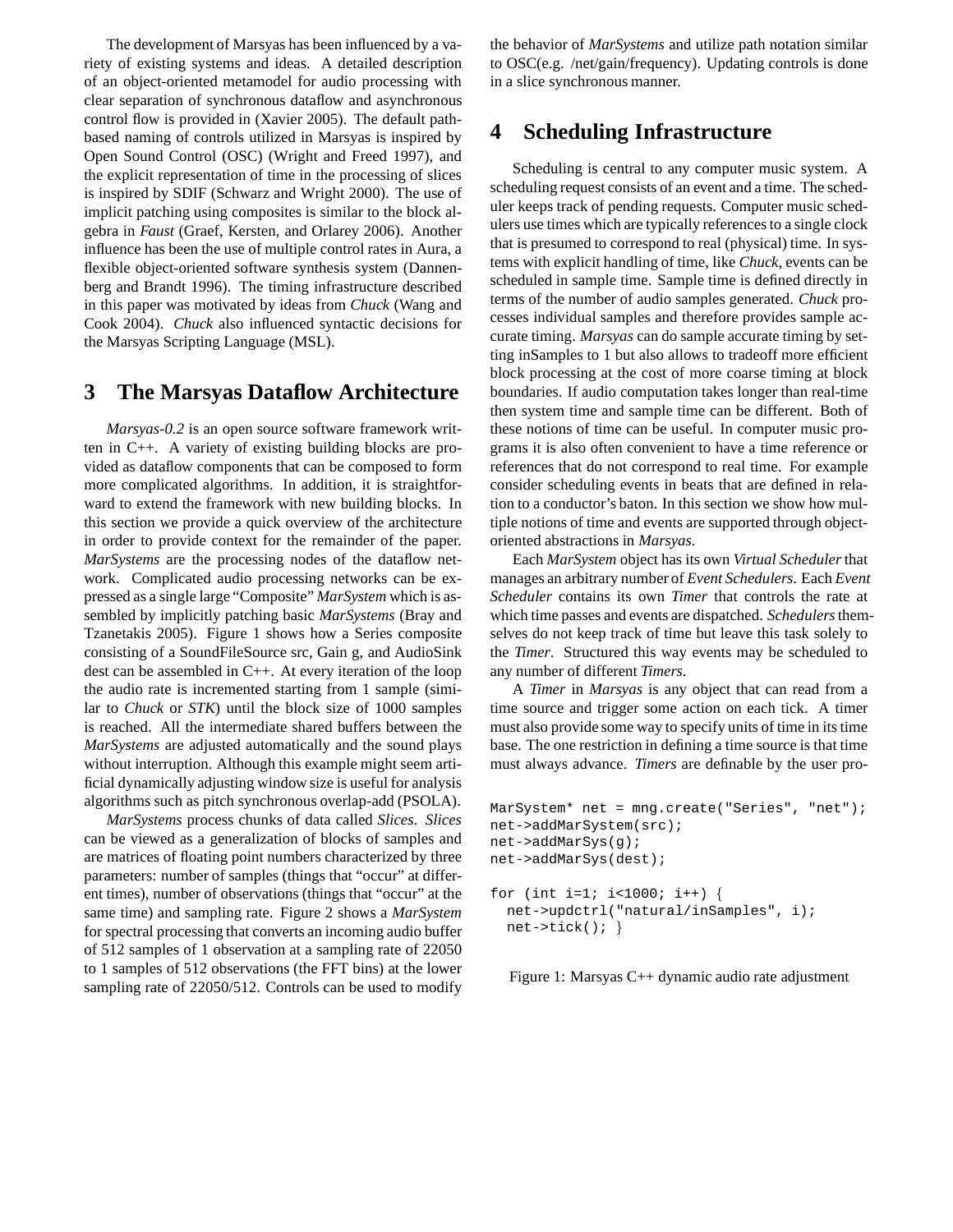The development of Marsyas has been influenced by a variety of existing systems and ideas. A detailed description of an object-oriented metamodel for audio processing with clear separation of synchronous dataflow and asynchronous control flow is provided in (Xavier 2005). The default path-based naming of controls utilized in Marsyas is inspired by Open Sound Control (OSC) (Wright and Freed 1997), and the explicit representation of time in the processing of slices is inspired by SDIF (Schwarz and Wright 2000). The use of implicit patching using composites is similar to the block algebra in *Faust* (Graef, Kersten, and Orlarey 2006). Another influence has been the use of multiple control rates in Aura, a flexible object-oriented software synthesis system (Dannenberg and Brandt 1996). The timing infrastructure described in this paper was motivated by ideas from *Chuck* (Wang and Cook 2004). *Chuck* also influenced syntactic decisions for the Marsyas Scripting Language (MSL).

# 3 The Marsyas Dataflow Architecture

*Marsyas-0.2* is an open source software framework written in C++. A variety of existing building blocks are provided as dataflow components that can be composed to form more complicated algorithms. In addition, it is straightforward to extend the framework with new building blocks. In this section we provide a quick overview of the architecture in order to provide context for the remainder of the paper. *MarSystems* are the processing nodes of the dataflow network. Complicated audio processing networks can be expressed as a single large "Composite" *MarSystem* which is assembled by implicitly patching basic *MarSystems* (Bray and Tzanetakis 2005). Figure 1 shows how a Series composite consisting of a SoundFileSource src, Gain g, and AudioSink dest can be assembled in C++. At every iteration of the loop the audio rate is incremented starting from 1 sample (similar to *Chuck* or *STK*) until the block size of 1000 samples is reached. All the intermediate shared buffers between the *MarSystems* are adjusted automatically and the sound plays without interruption. Although this example might seem artificial dynamically adjusting window size is useful for analysis algorithms such as pitch synchronous overlap-add (PSOLA).

*MarSystems* process chunks of data called *Slices*. *Slices* can be viewed as a generalization of blocks of samples and are matrices of floating point numbers characterized by three parameters: number of samples (things that "occur" at different times), number of observations (things that "occur" at the same time) and sampling rate. Figure 2 shows a *MarSystem* for spectral processing that converts an incoming audio buffer of 512 samples of 1 observation at a sampling rate of 22050 to 1 samples of 512 observations (the FFT bins) at the lower sampling rate of 22050/512. Controls can be used to modify the behavior of *MarSystems* and utilize path notation similar to OSC(e.g. /net/gain/frequency). Updating controls is done in a slice synchronous manner.

# 4 Scheduling Infrastructure

Scheduling is central to any computer music system. A scheduling request consists of an event and a time. The scheduler keeps track of pending requests. Computer music schedulers use times which are typically references to a single clock that is presumed to correspond to real (physical) time. In systems with explicit handling of time, like *Chuck*, events can be scheduled in sample time. Sample time is defined directly in terms of the number of audio samples generated. *Chuck* processes individual samples and therefore provides sample accurate timing. *Marsyas* can do sample accurate timing by setting inSamples to 1 but also allows to tradeoff more efficient block processing at the cost of more coarse timing at block boundaries. If audio computation takes longer than real-time then system time and sample time can be different. Both of these notions of time can be useful. In computer music programs it is also often convenient to have a time reference or references that do not correspond to real time. For example consider scheduling events in beats that are defined in relation to a conductor's baton. In this section we show how multiple notions of time and events are supported through object-oriented abstractions in *Marsyas*.

Each *MarSystem* object has its own *Virtual Scheduler* that manages an arbitrary number of *Event Schedulers*. Each *Event Scheduler* contains its own *Timer* that controls the rate at which time passes and events are dispatched. *Schedulers* themselves do not keep track of time but leave this task solely to the *Timer*. Structured this way events may be scheduled to any number of different *Timers*.

A *Timer* in *Marsyas* is any object that can read from a time source and trigger some action on each tick. A timer must also provide some way to specify units of time in its time base. The one restriction in defining a time source is that time must always advance. *Timers* are definable by the user pro-

```
MarSystem* net = mng.create("Series", "net");
net->addMarSystem(src);
net->addMarSys(g);
net->addMarSys(dest);

for (int i=1; i<1000; i++) {
  net->updctrl("natural/inSamples", i);
  net->tick(); }
```

Figure 1: Marsyas C++ dynamic audio rate adjustment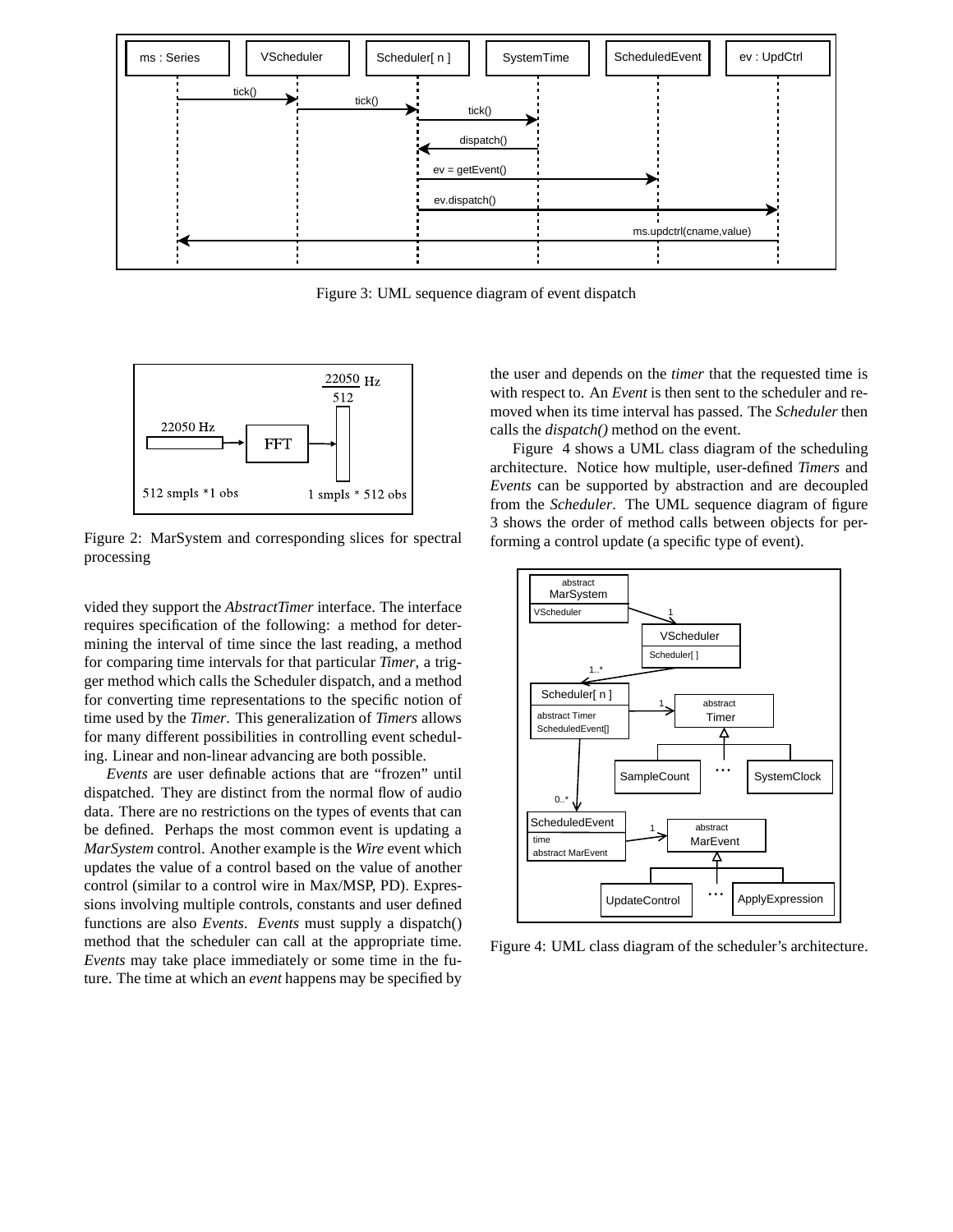Figure 3: UML sequence diagram of event dispatch

Figure 2: MarSystem and corresponding slices for spectral processing

vided they support the *AbstractTimer* interface. The interface requires specification of the following: a method for determining the interval of time since the last reading, a method for comparing time intervals for that particular *Timer*, a trigger method which calls the Scheduler dispatch, and a method for converting time representations to the specific notion of time used by the *Timer*. This generalization of *Timers* allows for many different possibilities in controlling event scheduling. Linear and non-linear advancing are both possible.

*Events* are user definable actions that are "frozen" until dispatched. They are distinct from the normal flow of audio data. There are no restrictions on the types of events that can be defined. Perhaps the most common event is updating a *MarSystem* control. Another example is the *Wire* event which updates the value of a control based on the value of another control (similar to a control wire in Max/MSP, PD). Expressions involving multiple controls, constants and user defined functions are also *Events*. *Events* must supply a dispatch() method that the scheduler can call at the appropriate time. *Events* may take place immediately or some time in the future. The time at which an *event* happens may be specified by the user and depends on the *timer* that the requested time is with respect to. An *Event* is then sent to the scheduler and removed when its time interval has passed. The *Scheduler* then calls the *dispatch()* method on the event.

Figure 4 shows a UML class diagram of the scheduling architecture. Notice how multiple, user-defined *Timers* and *Events* can be supported by abstraction and are decoupled from the *Scheduler*. The UML sequence diagram of figure 3 shows the order of method calls between objects for performing a control update (a specific type of event).

Figure 4: UML class diagram of the scheduler's architecture.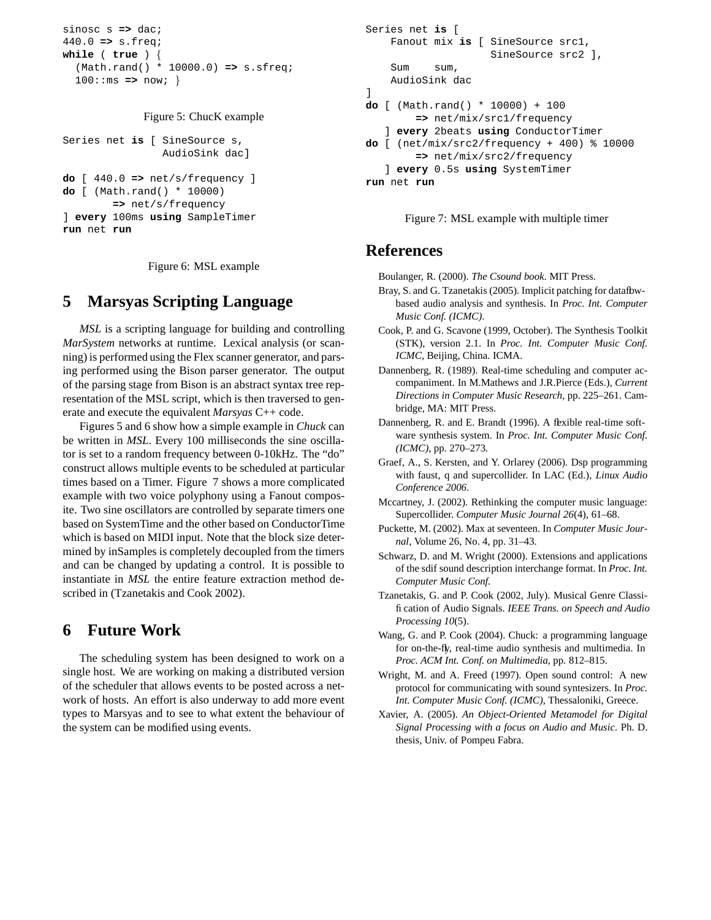```
sinosc s => dac;
440.0 => s.freq;
while ( true ) {
  (Math.rand() * 10000.0) => s.sfreq;
  100::ms => now; }
```

Figure 5: ChucK example

```
Series net is [ SineSource s,
                AudioSink dac]

do [ 440.0 => net/s/frequency ]
do [ (Math.rand() * 10000)
       => net/s/frequency
] every 100ms using SampleTimer
run net run
```

Figure 6: MSL example

## 5 Marsyas Scripting Language

*MSL* is a scripting language for building and controlling *MarSystem* networks at runtime. Lexical analysis (or scanning) is performed using the Flex scanner generator, and parsing performed using the Bison parser generator. The output of the parsing stage from Bison is an abstract syntax tree representation of the MSL script, which is then traversed to generate and execute the equivalent *Marsyas* C++ code.

Figures 5 and 6 show how a simple example in *Chuck* can be written in *MSL*. Every 100 milliseconds the sine oscillator is set to a random frequency between 0-10kHz. The “do” construct allows multiple events to be scheduled at particular times based on a Timer. Figure 7 shows a more complicated example with two voice polyphony using a Fanout composite. Two sine oscillators are controlled by separate timers one based on SystemTime and the other based on ConductorTime which is based on MIDI input. Note that the block size determined by inSamples is completely decoupled from the timers and can be changed by updating a control. It is possible to instantiate in *MSL* the entire feature extraction method described in (Tzanetakis and Cook 2002).

## 6 Future Work

The scheduling system has been designed to work on a single host. We are working on making a distributed version of the scheduler that allows events to be posted across a network of hosts. An effort is also underway to add more event types to Marsyas and to see to what extent the behaviour of the system can be modified using events.

```
Series net is [
    Fanout mix is [ SineSource src1,
                    SineSource src2 ],
    Sum    sum,
    AudioSink dac
]
do [ (Math.rand() * 10000) + 100
       => net/mix/src1/frequency
   ] every 2beats using ConductorTimer
do [ (net/mix/src2/frequency + 400) % 10000
       => net/mix/src2/frequency
   ] every 0.5s using SystemTimer
run net run
```

Figure 7: MSL example with multiple timer

## References

Boulanger, R. (2000). *The Csound book*. MIT Press.

Bray, S. and G. Tzanetakis (2005). Implicit patching for dataflow-based audio analysis and synthesis. In *Proc. Int. Computer Music Conf. (ICMC)*.

Cook, P. and G. Scavone (1999, October). The Synthesis Toolkit (STK), version 2.1. In *Proc. Int. Computer Music Conf. ICMC*, Beijing, China. ICMA.

Dannenberg, R. (1989). Real-time scheduling and computer accompaniment. In M.Mathews and J.R.Pierce (Eds.), *Current Directions in Computer Music Research*, pp. 225–261. Cambridge, MA: MIT Press.

Dannenberg, R. and E. Brandt (1996). A flexible real-time software synthesis system. In *Proc. Int. Computer Music Conf. (ICMC)*, pp. 270–273.

Graef, A., S. Kersten, and Y. Orlarey (2006). Dsp programming with faust, q and supercollider. In LAC (Ed.), *Linux Audio Conference 2006*.

Mccartney, J. (2002). Rethinking the computer music language: Supercollider. *Computer Music Journal 26*(4), 61–68.

Puckette, M. (2002). Max at seventeen. In *Computer Music Journal*, Volume 26, No. 4, pp. 31–43.

Schwarz, D. and M. Wright (2000). Extensions and applications of the sdif sound description interchange format. In *Proc. Int. Computer Music Conf.*

Tzanetakis, G. and P. Cook (2002, July). Musical Genre Classification of Audio Signals. *IEEE Trans. on Speech and Audio Processing 10*(5).

Wang, G. and P. Cook (2004). Chuck: a programming language for on-the-fly, real-time audio synthesis and multimedia. In *Proc. ACM Int. Conf. on Multimedia*, pp. 812–815.

Wright, M. and A. Freed (1997). Open sound control: A new protocol for communicating with sound syntesizers. In *Proc. Int. Computer Music Conf. (ICMC)*, Thessaloniki, Greece.

Xavier, A. (2005). *An Object-Oriented Metamodel for Digital Signal Processing with a focus on Audio and Music*. Ph. D. thesis, Univ. of Pompeu Fabra.